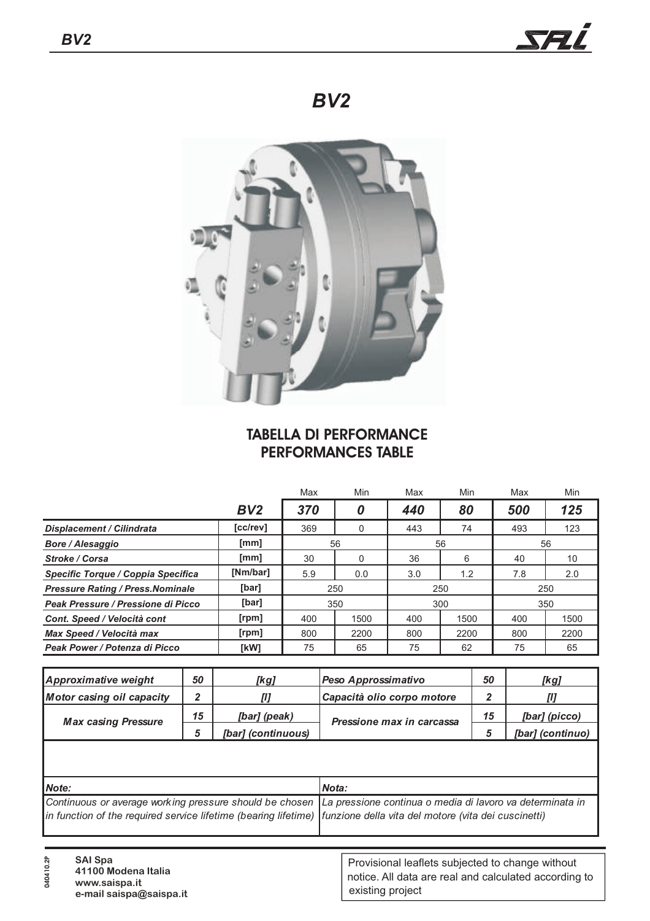# BV2

## TABELLA DI PERFORMANCE
## PERFORMANCES TABLE

| | | Max | Min | Max | Min | Max | Min |
|---|---|---|---|---|---|---|---|
| | **BV2** | **370** | **0** | **440** | **80** | **500** | **125** |
| *Displacement / Cilindrata* | [cc/rev] | 369 | 0 | 443 | 74 | 493 | 123 |
| *Bore / Alesaggio* | [mm] | 56 | | 56 | | 56 | |
| *Stroke / Corsa* | [mm] | 30 | 0 | 36 | 6 | 40 | 10 |
| *Specific Torque / Coppia Specifica* | [Nm/bar] | 5.9 | 0.0 | 3.0 | 1.2 | 7.8 | 2.0 |
| *Pressure Rating / Press.Nominale* | [bar] | 250 | | 250 | | 250 | |
| *Peak Pressure / Pressione di Picco* | [bar] | 350 | | 300 | | 350 | |
| *Cont. Speed / Velocità cont* | [rpm] | 400 | 1500 | 400 | 1500 | 400 | 1500 |
| *Max Speed / Velocità max* | [rpm] | 800 | 2200 | 800 | 2200 | 800 | 2200 |
| *Peak Power / Potenza di Picco* | [kW] | 75 | 65 | 75 | 62 | 75 | 65 |

| | | | | | |
|---|---|---|---|---|---|
| *Approximative weight* | *50* | *[kg]* | *Peso Approssimativo* | *50* | *[kg]* |
| *Motor casing oil capacity* | *2* | *[l]* | *Capacità olio corpo motore* | *2* | *[l]* |
| *Max casing Pressure* | *15* | *[bar] (peak)* | *Pressione max in carcassa* | *15* | *[bar] (picco)* |
| | *5* | *[bar] (continuous)* | | *5* | *[bar] (continuo)* |

| | |
|---|---|
| *Note:* | *Nota:* |
| *Continuous or average working pressure should be chosen in function of the required service lifetime (bearing lifetime)* | *La pressione continua o media di lavoro va determinata in funzione della vita del motore (vita dei cuscinetti)* |

**SAI Spa**
**41100 Modena Italia**
**www.saispa.it**
**e-mail saispa@saispa.it**

040410.2P

Provisional leaflets subjected to change without notice. All data are real and calculated according to existing project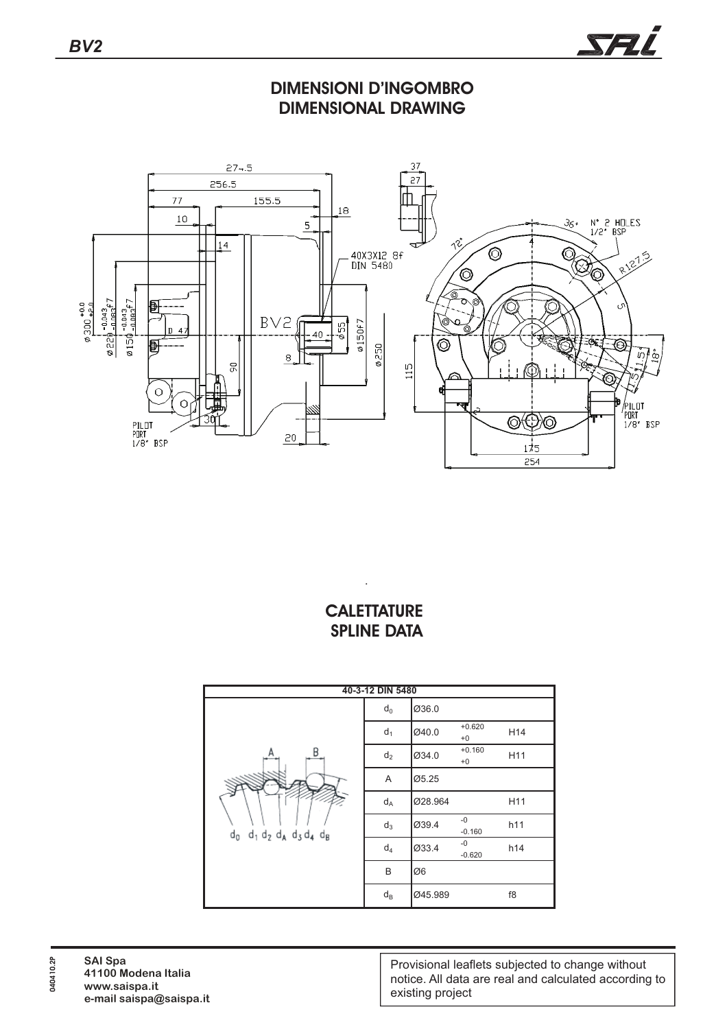## DIMENSIONI D'INGOMBRO
## DIMENSIONAL DRAWING

## CALETTATURE
## SPLINE DATA

| 40-3-12 DIN 5480 | | | | |
|---|---|---|---|---|
| $d_0$ $d_1$ $d_2$ $d_A$ $d_3$ $d_4$ $d_B$ | $d_0$ | Ø36.0 | | |
| | $d_1$ | Ø40.0 | +0.620 / +0 | H14 |
| | $d_2$ | Ø34.0 | +0.160 / +0 | H11 |
| | A | Ø5.25 | | |
| | $d_A$ | Ø28.964 | | H11 |
| | $d_3$ | Ø39.4 | -0 / -0.160 | h11 |
| | $d_4$ | Ø33.4 | -0 / -0.620 | h14 |
| | B | Ø6 | | |
| | $d_B$ | Ø45.989 | | f8 |

040410.2P

**SAI Spa**
**41100 Modena Italia**
**www.saispa.it**
**e-mail saispa@saispa.it**

Provisional leaflets subjected to change without notice. All data are real and calculated according to existing project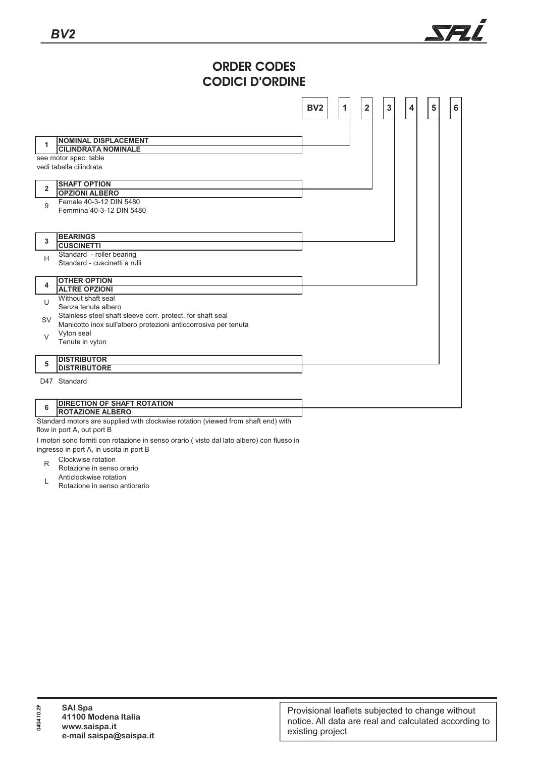# ORDER CODES
# CODICI D'ORDINE

| BV2 | 1 | 2 | 3 | 4 | 5 | 6 |
|---|---|---|---|---|---|---|

**1 — NOMINAL DISPLACEMENT / CILINDRATA NOMINALE**

see motor spec. table
vedi tabella cilindrata

**2 — SHAFT OPTION / OPZIONI ALBERO**

- 9 — Female 40-3-12 DIN 5480
  Femmina 40-3-12 DIN 5480

**3 — BEARINGS / CUSCINETTI**

- H — Standard - roller bearing
  Standard - cuscinetti a rulli

**4 — OTHER OPTION / ALTRE OPZIONI**

- U — Without shaft seal
  Senza tenuta albero
- SV — Stainless steel shaft sleeve corr. protect. for shaft seal
  Manicotto inox sull'albero protezioni anticcorrosiva per tenuta
- V — Vyton seal
  Tenute in vyton

**5 — DISTRIBUTOR / DISTRIBUTORE**

- D47 — Standard

**6 — DIRECTION OF SHAFT ROTATION / ROTAZIONE ALBERO**

Standard motors are supplied with clockwise rotation (viewed from shaft end) with flow in port A, out port B

I motori sono forniti con rotazione in senso orario ( visto dal lato albero) con flusso in ingresso in port A, in uscita in port B

- R — Clockwise rotation
  Rotazione in senso orario
- L — Anticlockwise rotation
  Rotazione in senso antiorario

040410.2P

**SAI Spa**
**41100 Modena Italia**
**www.saispa.it**
**e-mail saispa@saispa.it**

Provisional leaflets subjected to change without notice. All data are real and calculated according to existing project